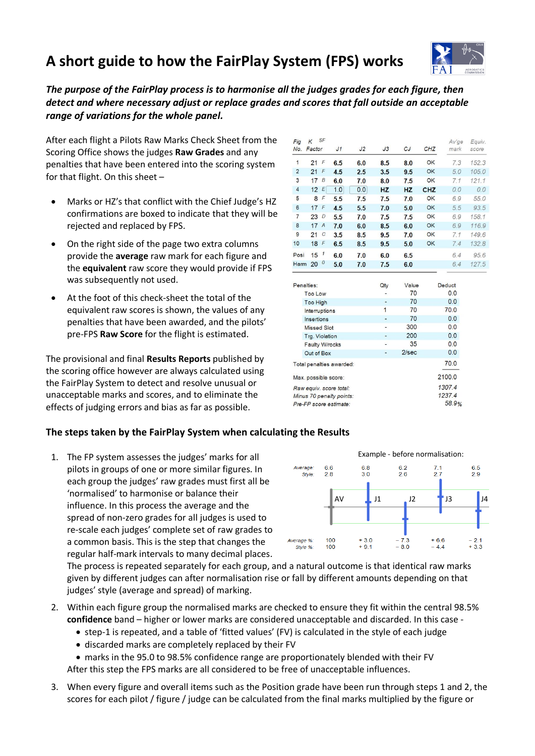# A short guide to how the FairPlay System (FPS) works

***The purpose of the FairPlay process is to harmonise all the judges grades for each figure, then detect and where necessary adjust or replace grades and scores that fall outside an acceptable range of variations for the whole panel.***

After each flight a Pilots Raw Marks Check Sheet from the Scoring Office shows the judges **Raw Grades** and any penalties that have been entered into the scoring system for that flight. On this sheet –

- Marks or HZ's that conflict with the Chief Judge's HZ confirmations are boxed to indicate that they will be rejected and replaced by FPS.
- On the right side of the page two extra columns provide the **average** raw mark for each figure and the **equivalent** raw score they would provide if FPS was subsequently not used.
- At the foot of this check-sheet the total of the equivalent raw scores is shown, the values of any penalties that have been awarded, and the pilots' pre-FPS **Raw Score** for the flight is estimated.

The provisional and final **Results Reports** published by the scoring office however are always calculated using the FairPlay System to detect and resolve unusual or unacceptable marks and scores, and to eliminate the effects of judging errors and bias as far as possible.

| Fig No. | K Factor | SF | J1 | J2 | J3 | CJ | CHZ | Av'ge mark | Equiv. score |
|---|---|---|---|---|---|---|---|---|---|
| 1 | 21 | F | 6.5 | 6.0 | 8.5 | 8.0 | OK | 7.3 | 152.3 |
| 2 | 21 | F | 4.5 | 2.5 | 3.5 | 9.5 | OK | 5.0 | 105.0 |
| 3 | 17 | B | 6.0 | 7.0 | 8.0 | 7.5 | OK | 7.1 | 121.1 |
| 4 | 12 | E | [1.0] | [0.0] | HZ | HZ | CHZ | 0.0 | 0.0 |
| 5 | 8 | F | 5.5 | 7.5 | 7.5 | 7.0 | OK | 6.9 | 55.0 |
| 6 | 17 | F | 4.5 | 5.5 | 7.0 | 5.0 | OK | 5.5 | 93.5 |
| 7 | 23 | D | 5.5 | 7.0 | 7.5 | 7.5 | OK | 6.9 | 158.1 |
| 8 | 17 | A | 7.0 | 6.0 | 8.5 | 6.0 | OK | 6.9 | 116.9 |
| 9 | 21 | C | 3.5 | 8.5 | 9.5 | 7.0 | OK | 7.1 | 149.6 |
| 10 | 18 | F | 6.5 | 8.5 | 9.5 | 5.0 | OK | 7.4 | 132.8 |
| Posi | 15 | 1 | 6.0 | 7.0 | 6.0 | 6.5 | | 6.4 | 95.6 |
| Harm | 20 | 0 | 5.0 | 7.0 | 7.5 | 6.0 | | 6.4 | 127.5 |

| Penalties: | Qty | Value | Deduct |
|---|---|---|---|
| Too Low | - | 70 | 0.0 |
| Too High | - | 70 | 0.0 |
| Interruptions | 1 | 70 | 70.0 |
| Insertions | - | 70 | 0.0 |
| Missed Slot | - | 300 | 0.0 |
| Trg. Violation | - | 200 | 0.0 |
| Faulty W/rocks | - | 35 | 0.0 |
| Out of Box | - | 2/sec | 0.0 |
| Total penalties awarded: | | | 70.0 |
| Max. possible score: | | | 2100.0 |
| *Raw equiv. score total:* | | | *1307.4* |
| *Minus 70 penalty points:* | | | *1237.4* |
| *Pre-FP score estimate:* | | | *58.9%* |

## The steps taken by the FairPlay System when calculating the Results

1. The FP system assesses the judges' marks for all pilots in groups of one or more similar figures. In each group the judges' raw grades must first all be 'normalised' to harmonise or balance their influence. In this process the average and the spread of non-zero grades for all judges is used to re-scale each judges' complete set of raw grades to a common basis. This is the step that changes the regular half-mark intervals to many decimal places.

   Example - before normalisation:

   | | AV | J1 | J2 | J3 | J4 |
   |---|---|---|---|---|---|
   | *Average:* | 6.6 | 6.8 | 6.2 | 7.1 | 6.5 |
   | *Style:* | 2.8 | 3.0 | 2.6 | 2.7 | 2.9 |
   | *Average %:* | 100 | + 3.0 | − 7.3 | + 6.6 | − 2.1 |
   | *Style %:* | 100 | + 9.1 | − 8.0 | − 4.4 | + 3.3 |

   The process is repeated separately for each group, and a natural outcome is that identical raw marks given by different judges can after normalisation rise or fall by different amounts depending on that judges' style (average and spread) of marking.

2. Within each figure group the normalised marks are checked to ensure they fit within the central 98.5% **confidence** band – higher or lower marks are considered unacceptable and discarded. In this case -
   - step-1 is repeated, and a table of 'fitted values' (FV) is calculated in the style of each judge
   - discarded marks are completely replaced by their FV
   - marks in the 95.0 to 98.5% confidence range are proportionately blended with their FV

   After this step the FPS marks are all considered to be free of unacceptable influences.

3. When every figure and overall items such as the Position grade have been run through steps 1 and 2, the scores for each pilot / figure / judge can be calculated from the final marks multiplied by the figure or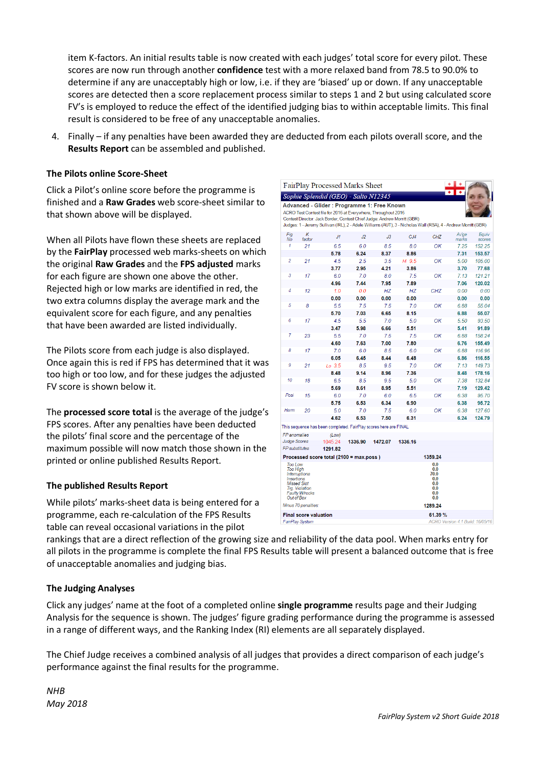item K-factors. An initial results table is now created with each judges' total score for every pilot. These scores are now run through another **confidence** test with a more relaxed band from 78.5 to 90.0% to determine if any are unacceptably high or low, i.e. if they are 'biased' up or down. If any unacceptable scores are detected then a score replacement process similar to steps 1 and 2 but using calculated score FV's is employed to reduce the effect of the identified judging bias to within acceptable limits. This final result is considered to be free of any unacceptable anomalies.

4. Finally – if any penalties have been awarded they are deducted from each pilots overall score, and the **Results Report** can be assembled and published.

### The Pilots online Score-Sheet

Click a Pilot's online score before the programme is finished and a **Raw Grades** web score-sheet similar to that shown above will be displayed.

When all Pilots have flown these sheets are replaced by the **FairPlay** processed web marks-sheets on which the original **Raw Grades** and the **FPS adjusted** marks for each figure are shown one above the other. Rejected high or low marks are identified in red, the two extra columns display the average mark and the equivalent score for each figure, and any penalties that have been awarded are listed individually.

The Pilots score from each judge is also displayed. Once again this is red if FPS has determined that it was too high or too low, and for these judges the adjusted FV score is shown below it.

The **processed score total** is the average of the judge's FPS scores. After any penalties have been deducted the pilots' final score and the percentage of the maximum possible will now match those shown in the printed or online published Results Report.

FairPlay Processed Marks Sheet

*Sophie Splendid (GEO) - Salto N12345*

**Advanced - Glider : Programme 1: Free Known**

ACRO Test Contest file for 2016 at Everywhere, Throughout 2016

Contest Director: Jack Border, Contest Chief Judge: Andrew Morritt (GBR)

Judges: 1 - Jeremy Sullivan (IRL), 2 - Adele Williams (AUT), 3 - Nicholas Wall (RSA), 4 - Andrew Morritt (GBR)

| Fig No | K factor | J1 | J2 | J3 | CJ4 | CHZ | Av'ge marks | Equiv scores |
|---|---|---|---|---|---|---|---|---|
| 1 | 21 | 6.5 | 6.0 | 8.5 | 8.0 | OK | 7.25 | 152.25 |
| | | 5.78 | 6.24 | 8.37 | 8.86 | | 7.31 | 153.57 |
| 2 | 21 | 4.5 | 2.5 | 3.5 | Hi 9.5 | OK | 5.00 | 105.00 |
| | | 3.77 | 2.95 | 4.21 | 3.86 | | 3.70 | 77.68 |
| 3 | 17 | 6.0 | 7.0 | 8.0 | 7.5 | OK | 7.13 | 121.21 |
| | | 4.96 | 7.44 | 7.95 | 7.89 | | 7.06 | 120.02 |
| 4 | 12 | 1.0 | 0.0 | HZ | HZ | CHZ | 0.00 | 0.00 |
| | | 0.00 | 0.00 | 0.00 | 0.00 | | 0.00 | 0.00 |
| 5 | 8 | 5.5 | 7.5 | 7.5 | 7.0 | OK | 6.88 | 55.04 |
| | | 5.70 | 7.03 | 6.65 | 8.15 | | 6.88 | 55.07 |
| 6 | 17 | 4.5 | 5.5 | 7.0 | 5.0 | OK | 5.50 | 93.50 |
| | | 3.47 | 5.98 | 6.66 | 5.51 | | 5.41 | 91.89 |
| 7 | 23 | 5.5 | 7.0 | 7.5 | 7.5 | OK | 6.88 | 158.24 |
| | | 4.60 | 7.63 | 7.00 | 7.80 | | 6.76 | 155.49 |
| 8 | 17 | 7.0 | 6.0 | 8.5 | 6.0 | OK | 6.88 | 116.96 |
| | | 6.05 | 6.45 | 8.44 | 6.48 | | 6.86 | 116.55 |
| 9 | 21 | Lo 3.5 | 8.5 | 9.5 | 7.0 | OK | 7.13 | 149.73 |
| | | 8.48 | 9.14 | 8.96 | 7.36 | | 8.48 | 178.16 |
| 10 | 18 | 6.5 | 8.5 | 9.5 | 5.0 | OK | 7.38 | 132.84 |
| | | 5.69 | 8.61 | 8.95 | 5.51 | | 7.19 | 129.42 |
| Posi | 15 | 6.0 | 7.0 | 6.0 | 6.5 | OK | 6.38 | 95.70 |
| | | 5.75 | 6.53 | 6.34 | 6.90 | | 6.38 | 95.72 |
| Harm | 20 | 5.0 | 7.0 | 7.5 | 6.0 | OK | 6.38 | 127.60 |
| | | 4.62 | 6.53 | 7.50 | 6.31 | | 6.24 | 124.79 |

This sequence has been completed. FairPlay scores here are FINAL

| | | | | |
|---|---|---|---|---|
| FP anomalies | (Low) | | | |
| Judge Scores | 1045.24 | 1336.90 | 1472.07 | 1336.16 |
| FP substitutes | 1291.82 | | | |

**Processed score total (2100 = max.poss )** 1359.24

Too Low 0.0
Too High 0.0
Interruptions 70.0
Insertions 0.0
Missed Slot 0.0
Trg. Violation 0.0
Faulty Wrnocks 0.0
Out of Box 0.0

Minus 70 penalties 1289.24

**Final score valuation** 61.39 %

FairPlay System — ACRO Version 4.1 Build 16/05/16

### The published Results Report

While pilots' marks-sheet data is being entered for a programme, each re-calculation of the FPS Results table can reveal occasional variations in the pilot rankings that are a direct reflection of the growing size and reliability of the data pool. When marks entry for all pilots in the programme is complete the final FPS Results table will present a balanced outcome that is free of unacceptable anomalies and judging bias.

### The Judging Analyses

Click any judges' name at the foot of a completed online **single programme** results page and their Judging Analysis for the sequence is shown. The judges' figure grading performance during the programme is assessed in a range of different ways, and the Ranking Index (RI) elements are all separately displayed.

The Chief Judge receives a combined analysis of all judges that provides a direct comparison of each judge's performance against the final results for the programme.

*NHB*
*May 2018*